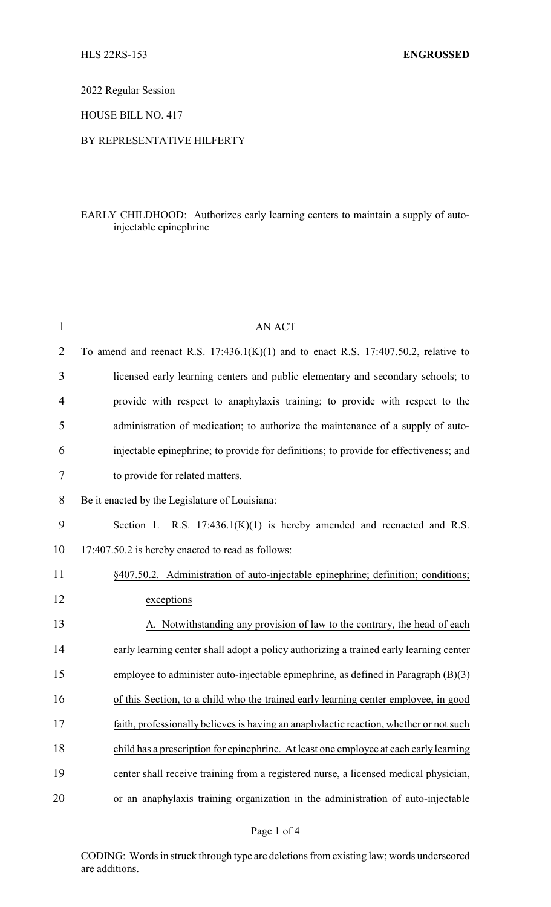HLS 22RS-153 **ENGROSSED**

2022 Regular Session

HOUSE BILL NO. 417

BY REPRESENTATIVE HILFERTY

EARLY CHILDHOOD: Authorizes early learning centers to maintain a supply of auto-injectable epinephrine

AN ACT

To amend and reenact R.S. 17:436.1(K)(1) and to enact R.S. 17:407.50.2, relative to licensed early learning centers and public elementary and secondary schools; to provide with respect to anaphylaxis training; to provide with respect to the administration of medication; to authorize the maintenance of a supply of auto-injectable epinephrine; to provide for definitions; to provide for effectiveness; and to provide for related matters.

Be it enacted by the Legislature of Louisiana:

Section 1. R.S. 17:436.1(K)(1) is hereby amended and reenacted and R.S. 17:407.50.2 is hereby enacted to read as follows:

§407.50.2. Administration of auto-injectable epinephrine; definition; conditions; exceptions

A. Notwithstanding any provision of law to the contrary, the head of each early learning center shall adopt a policy authorizing a trained early learning center employee to administer auto-injectable epinephrine, as defined in Paragraph (B)(3) of this Section, to a child who the trained early learning center employee, in good faith, professionally believes is having an anaphylactic reaction, whether or not such child has a prescription for epinephrine. At least one employee at each early learning center shall receive training from a registered nurse, a licensed medical physician, or an anaphylaxis training organization in the administration of auto-injectable

CODING: Words in ~~struck through~~ type are deletions from existing law; words underscored are additions.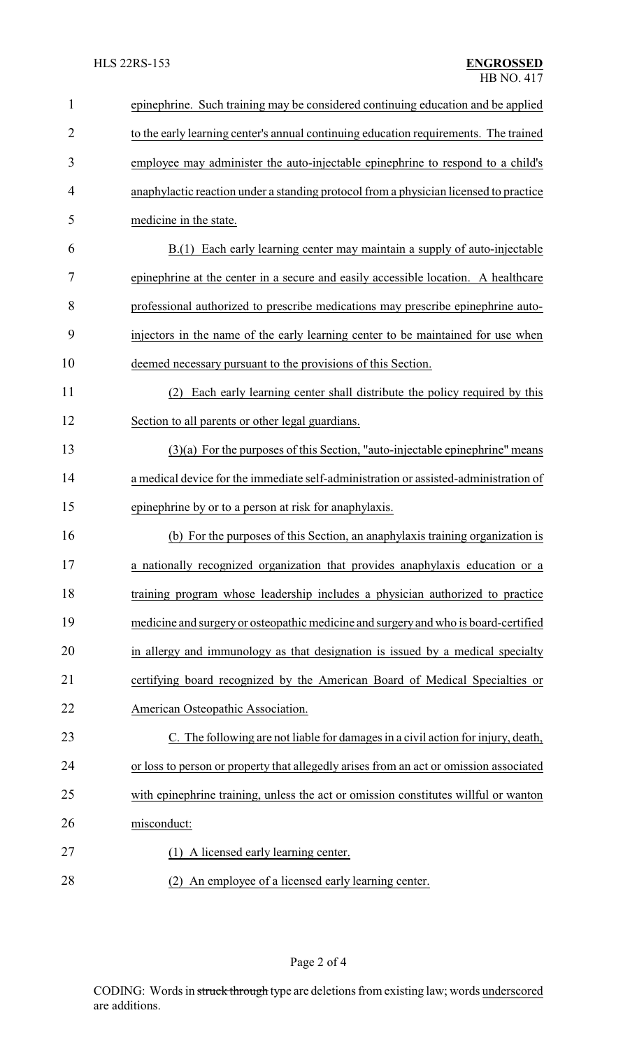epinephrine. Such training may be considered continuing education and be applied to the early learning center's annual continuing education requirements. The trained employee may administer the auto-injectable epinephrine to respond to a child's anaphylactic reaction under a standing protocol from a physician licensed to practice medicine in the state.

B.(1) Each early learning center may maintain a supply of auto-injectable epinephrine at the center in a secure and easily accessible location. A healthcare professional authorized to prescribe medications may prescribe epinephrine auto-injectors in the name of the early learning center to be maintained for use when deemed necessary pursuant to the provisions of this Section.

(2) Each early learning center shall distribute the policy required by this Section to all parents or other legal guardians.

(3)(a) For the purposes of this Section, "auto-injectable epinephrine" means a medical device for the immediate self-administration or assisted-administration of epinephrine by or to a person at risk for anaphylaxis.

(b) For the purposes of this Section, an anaphylaxis training organization is a nationally recognized organization that provides anaphylaxis education or a training program whose leadership includes a physician authorized to practice medicine and surgery or osteopathic medicine and surgery and who is board-certified in allergy and immunology as that designation is issued by a medical specialty certifying board recognized by the American Board of Medical Specialties or American Osteopathic Association.

C. The following are not liable for damages in a civil action for injury, death, or loss to person or property that allegedly arises from an act or omission associated with epinephrine training, unless the act or omission constitutes willful or wanton misconduct:

(1) A licensed early learning center.

(2) An employee of a licensed early learning center.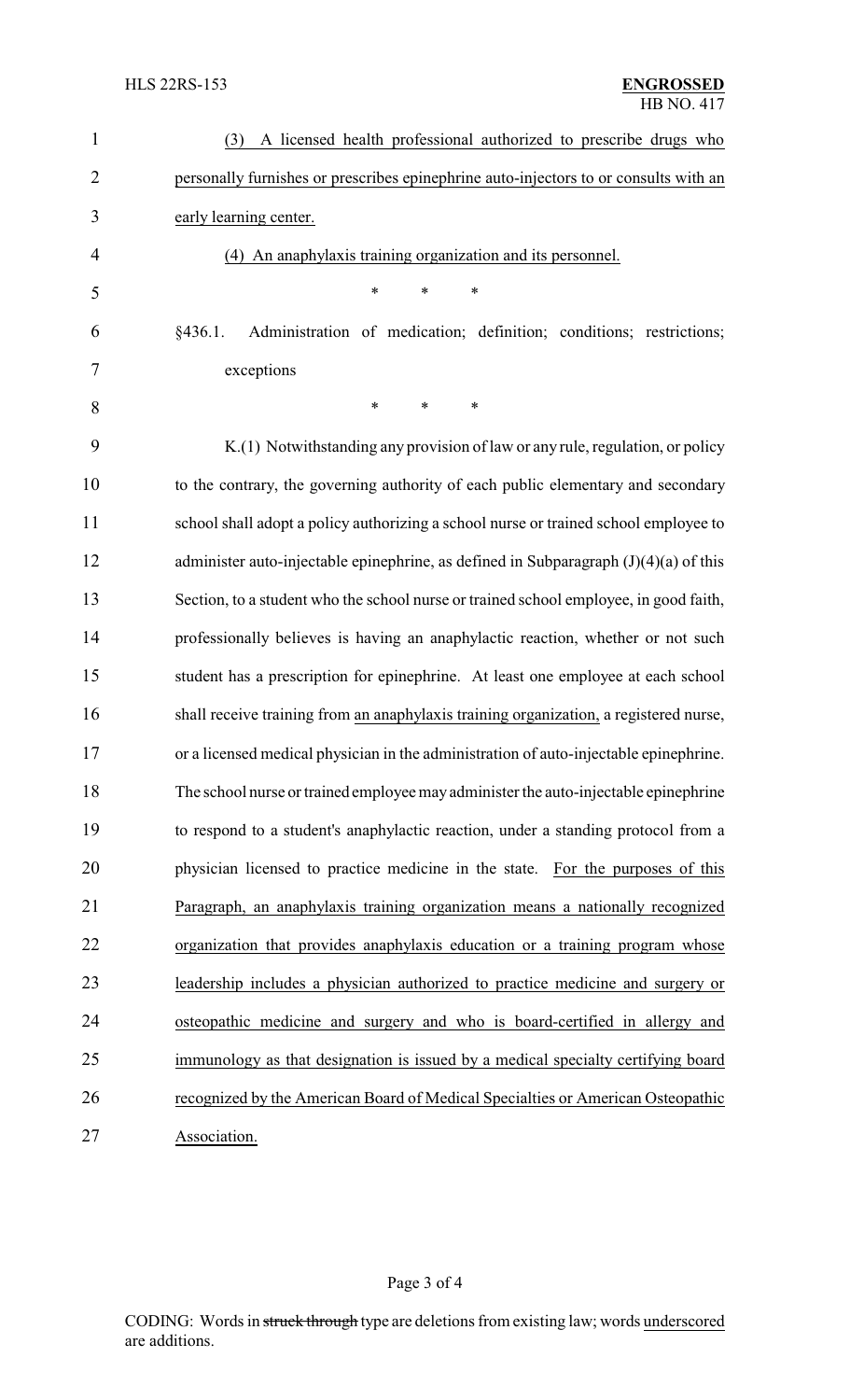(3) A licensed health professional authorized to prescribe drugs who personally furnishes or prescribes epinephrine auto-injectors to or consults with an early learning center.

(4) An anaphylaxis training organization and its personnel.

\* \* \*

§436.1. Administration of medication; definition; conditions; restrictions; exceptions

\* \* \*

K.(1) Notwithstanding any provision of law or any rule, regulation, or policy to the contrary, the governing authority of each public elementary and secondary school shall adopt a policy authorizing a school nurse or trained school employee to administer auto-injectable epinephrine, as defined in Subparagraph (J)(4)(a) of this Section, to a student who the school nurse or trained school employee, in good faith, professionally believes is having an anaphylactic reaction, whether or not such student has a prescription for epinephrine. At least one employee at each school shall receive training from an anaphylaxis training organization, a registered nurse, or a licensed medical physician in the administration of auto-injectable epinephrine. The school nurse or trained employee may administer the auto-injectable epinephrine to respond to a student's anaphylactic reaction, under a standing protocol from a physician licensed to practice medicine in the state. For the purposes of this Paragraph, an anaphylaxis training organization means a nationally recognized organization that provides anaphylaxis education or a training program whose leadership includes a physician authorized to practice medicine and surgery or osteopathic medicine and surgery and who is board-certified in allergy and immunology as that designation is issued by a medical specialty certifying board recognized by the American Board of Medical Specialties or American Osteopathic Association.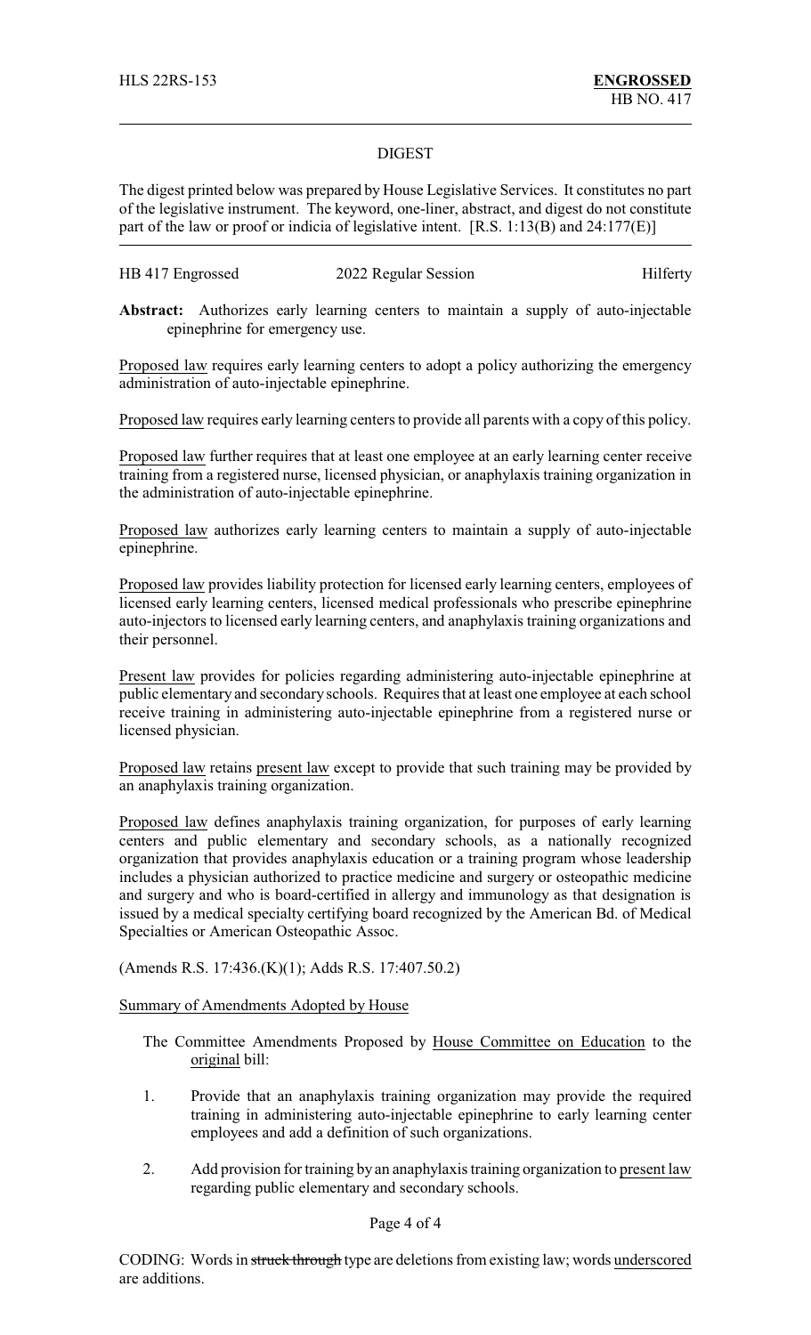HLS 22RS-153 **ENGROSSED**
HB NO. 417

DIGEST

The digest printed below was prepared by House Legislative Services. It constitutes no part of the legislative instrument. The keyword, one-liner, abstract, and digest do not constitute part of the law or proof or indicia of legislative intent. [R.S. 1:13(B) and 24:177(E)]

HB 417 Engrossed 2022 Regular Session Hilferty

**Abstract:** Authorizes early learning centers to maintain a supply of auto-injectable epinephrine for emergency use.

Proposed law requires early learning centers to adopt a policy authorizing the emergency administration of auto-injectable epinephrine.

Proposed law requires early learning centers to provide all parents with a copy of this policy.

Proposed law further requires that at least one employee at an early learning center receive training from a registered nurse, licensed physician, or anaphylaxis training organization in the administration of auto-injectable epinephrine.

Proposed law authorizes early learning centers to maintain a supply of auto-injectable epinephrine.

Proposed law provides liability protection for licensed early learning centers, employees of licensed early learning centers, licensed medical professionals who prescribe epinephrine auto-injectors to licensed early learning centers, and anaphylaxis training organizations and their personnel.

Present law provides for policies regarding administering auto-injectable epinephrine at public elementary and secondary schools. Requires that at least one employee at each school receive training in administering auto-injectable epinephrine from a registered nurse or licensed physician.

Proposed law retains present law except to provide that such training may be provided by an anaphylaxis training organization.

Proposed law defines anaphylaxis training organization, for purposes of early learning centers and public elementary and secondary schools, as a nationally recognized organization that provides anaphylaxis education or a training program whose leadership includes a physician authorized to practice medicine and surgery or osteopathic medicine and surgery and who is board-certified in allergy and immunology as that designation is issued by a medical specialty certifying board recognized by the American Bd. of Medical Specialties or American Osteopathic Assoc.

(Amends R.S. 17:436.(K)(1); Adds R.S. 17:407.50.2)

Summary of Amendments Adopted by House

The Committee Amendments Proposed by House Committee on Education to the original bill:

1. Provide that an anaphylaxis training organization may provide the required training in administering auto-injectable epinephrine to early learning center employees and add a definition of such organizations.

2. Add provision for training by an anaphylaxis training organization to present law regarding public elementary and secondary schools.

CODING: Words in ~~struck through~~ type are deletions from existing law; words underscored are additions.